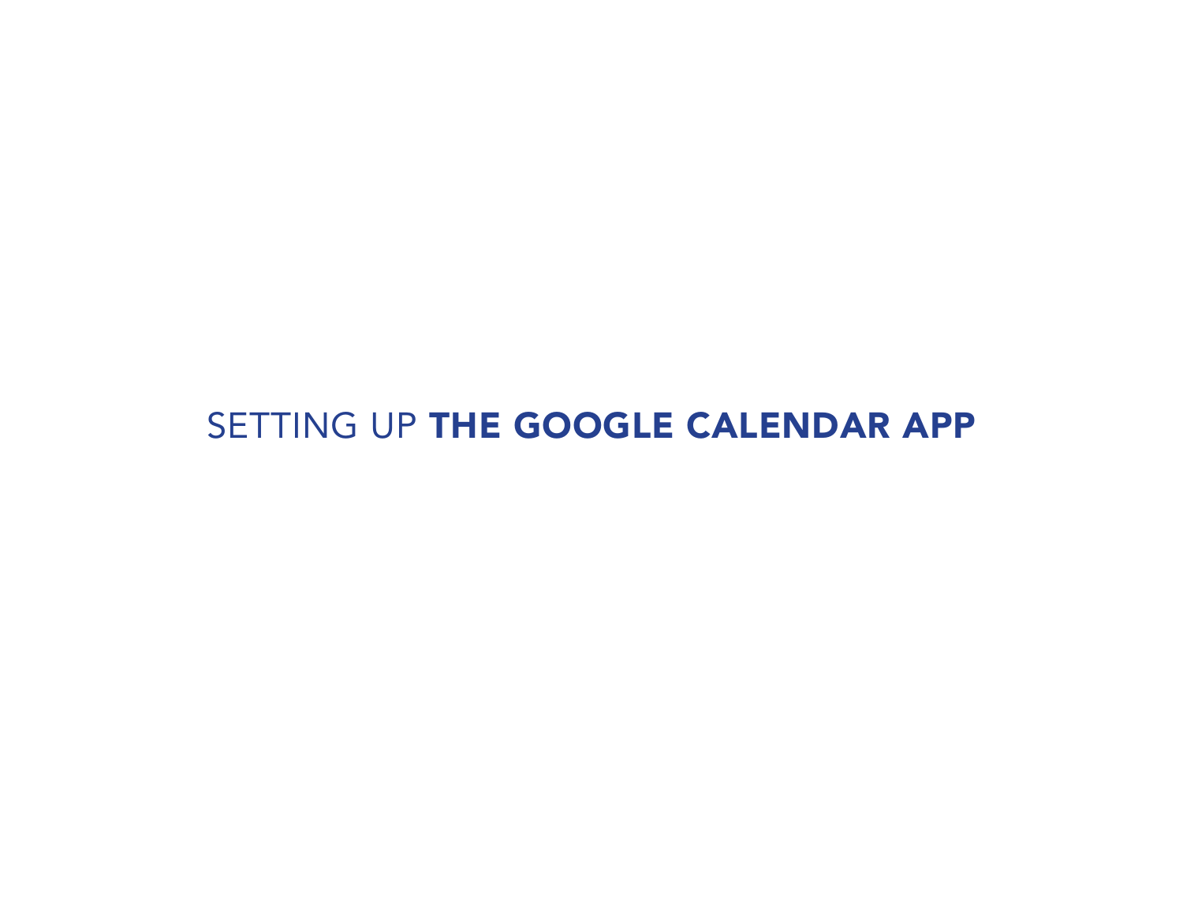# SETTING UP **THE GOOGLE CALENDAR APP**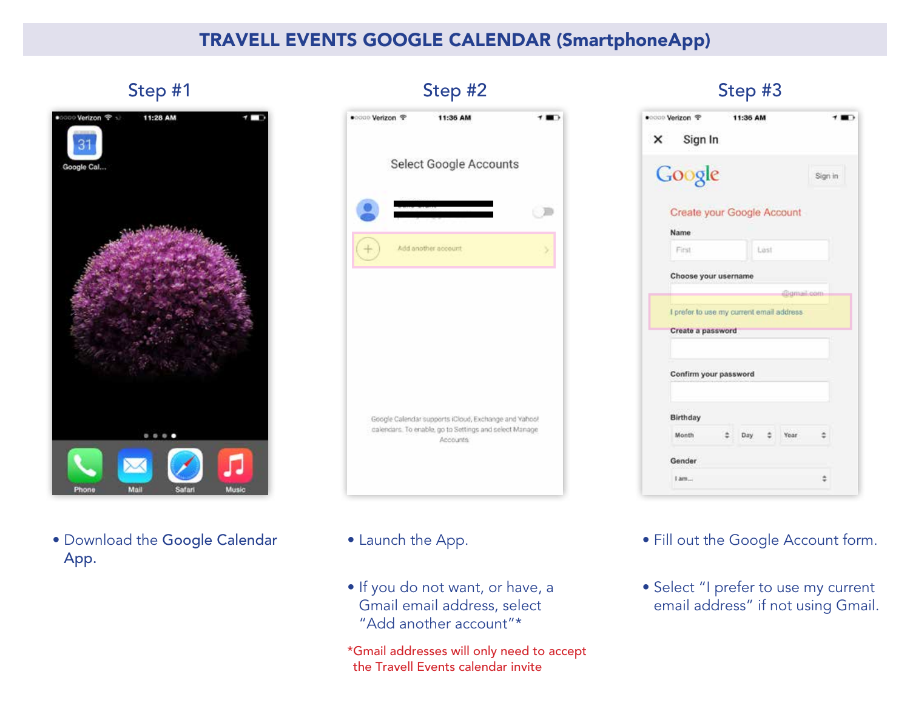# TRAVELL EVENTS GOOGLE CALENDAR (SmartphoneApp)

## Step #1

- Download the **Google Calendar** App.

## Step #2

- Launch the App.
- If you do not want, or have, a Gmail email address, select "Add another account"*

*Gmail addresses will only need to accept the Travell Events calendar invite

## Step #3

- Fill out the Google Account form.
- Select "I prefer to use my current email address" if not using Gmail.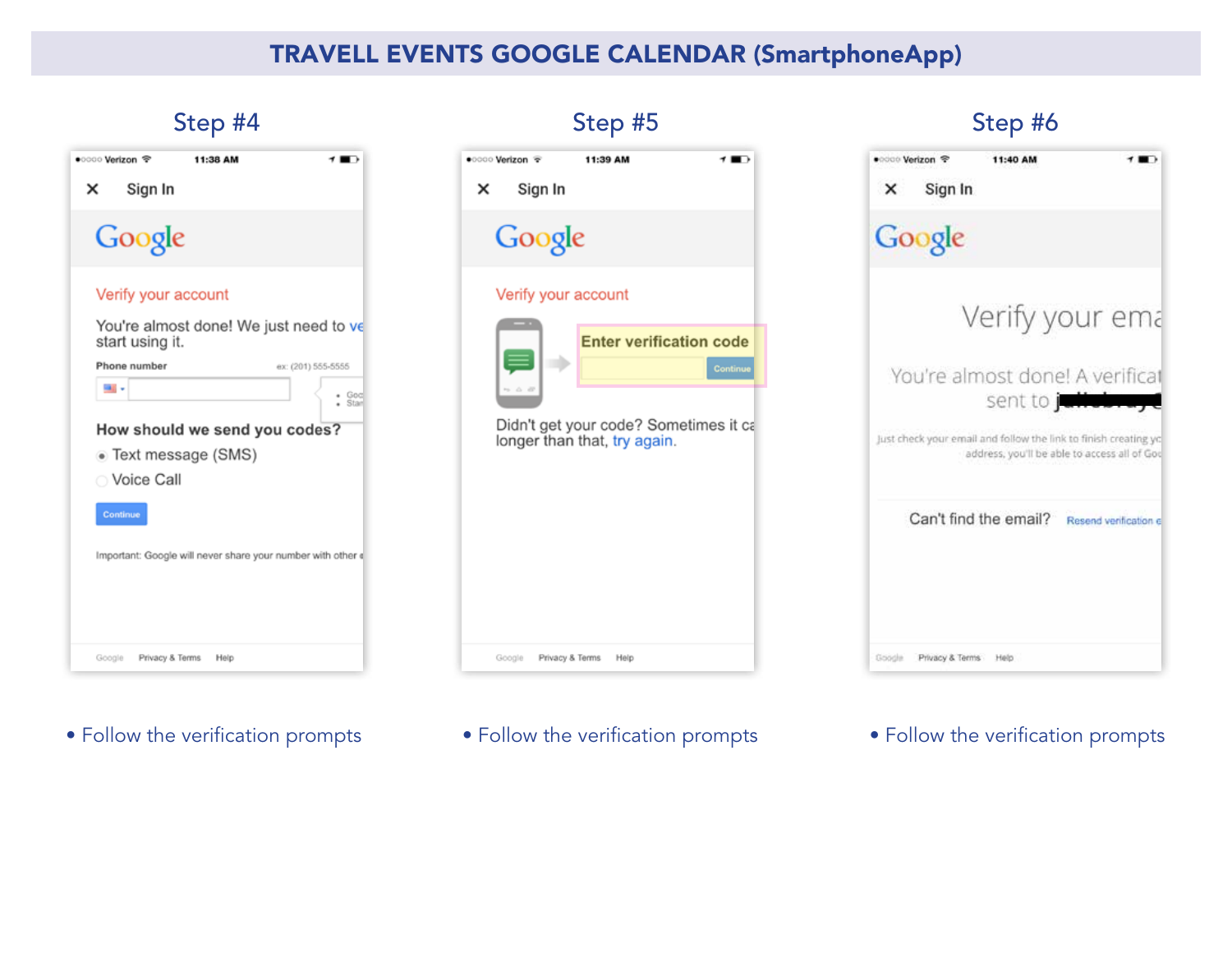# TRAVELL EVENTS GOOGLE CALENDAR (SmartphoneApp)

## Step #4

- Follow the verification prompts

## Step #5

- Follow the verification prompts

## Step #6

- Follow the verification prompts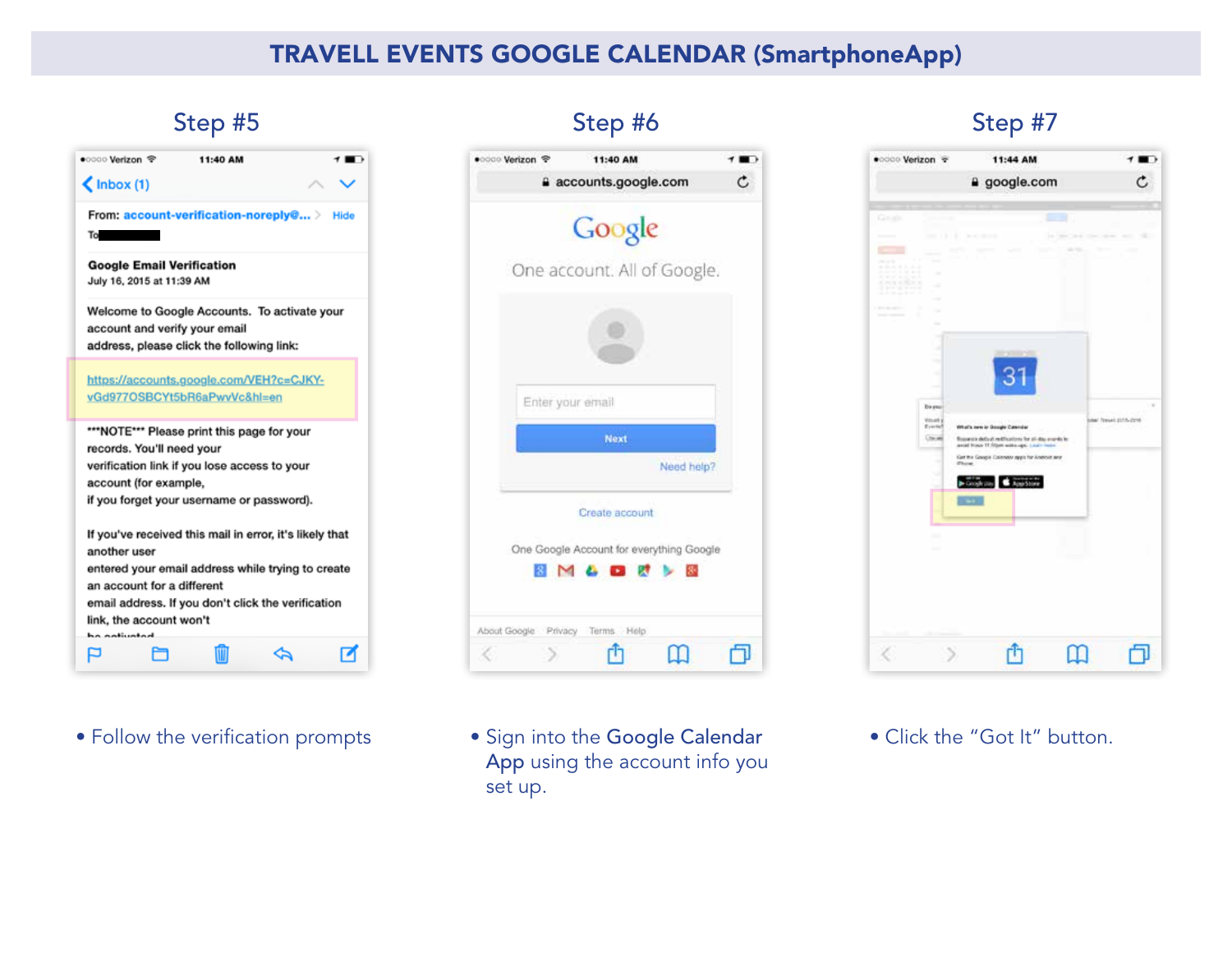# TRAVELL EVENTS GOOGLE CALENDAR (SmartphoneApp)

## Step #5

- Follow the verification prompts

## Step #6

- Sign into the **Google Calendar App** using the account info you set up.

## Step #7

- Click the “Got It” button.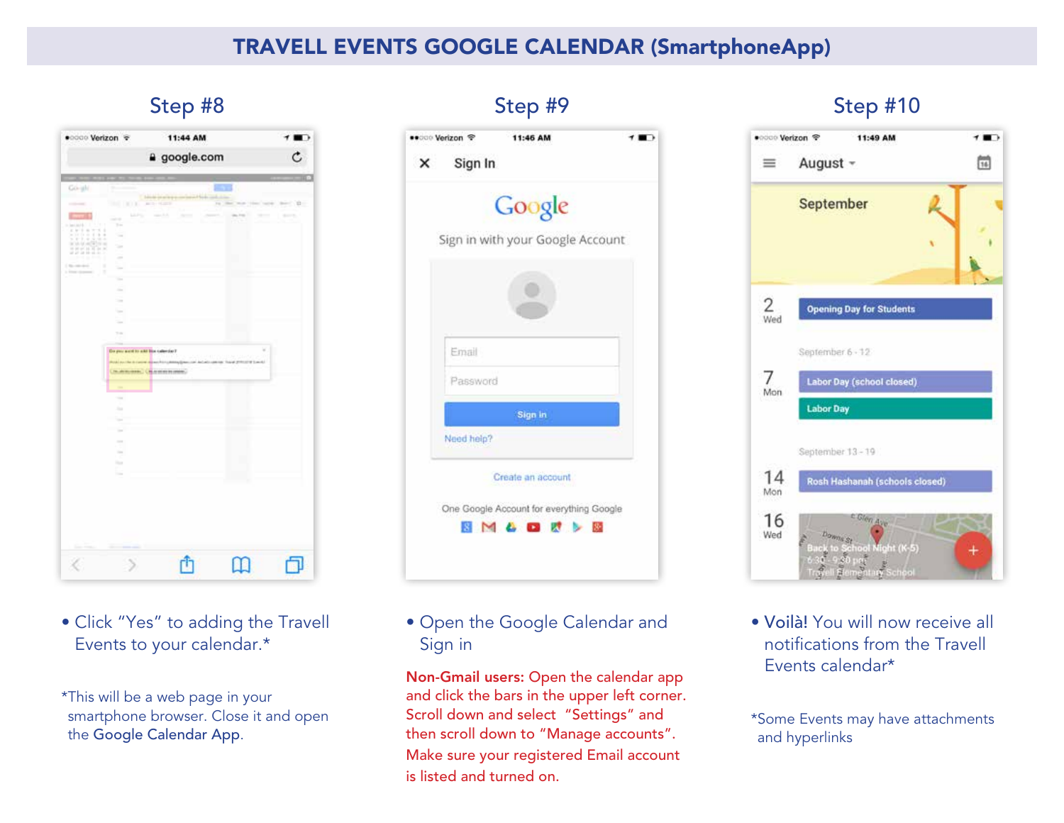# TRAVELL EVENTS GOOGLE CALENDAR (SmartphoneApp)

## Step #8

- Click "Yes" to adding the Travell Events to your calendar.*

*This will be a web page in your smartphone browser. Close it and open the **Google Calendar App**.

## Step #9

- Open the Google Calendar and Sign in

**Non-Gmail users:** Open the calendar app and click the bars in the upper left corner. Scroll down and select "Settings" and then scroll down to "Manage accounts". Make sure your registered Email account is listed and turned on.

## Step #10

- **Voilà!** You will now receive all notifications from the Travell Events calendar*

*Some Events may have attachments and hyperlinks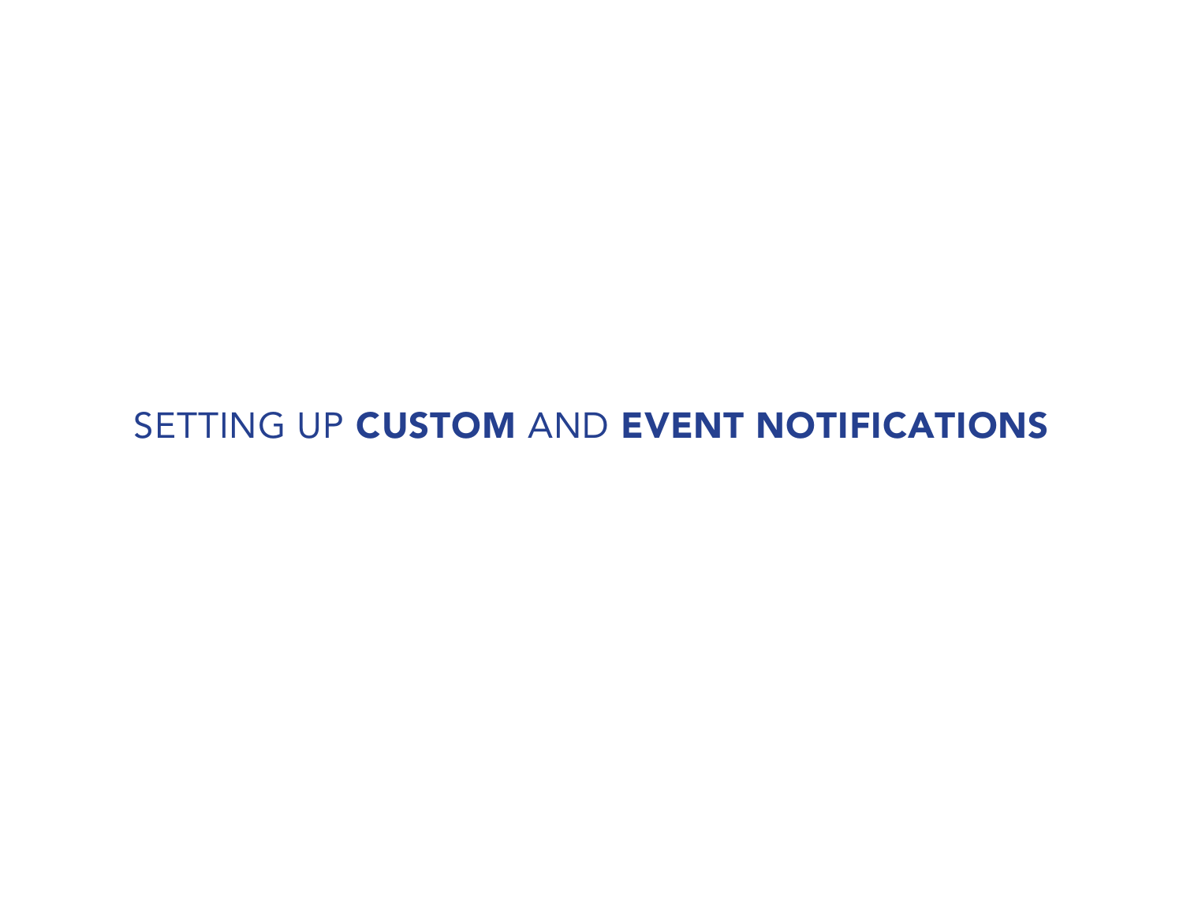# SETTING UP **CUSTOM** AND **EVENT NOTIFICATIONS**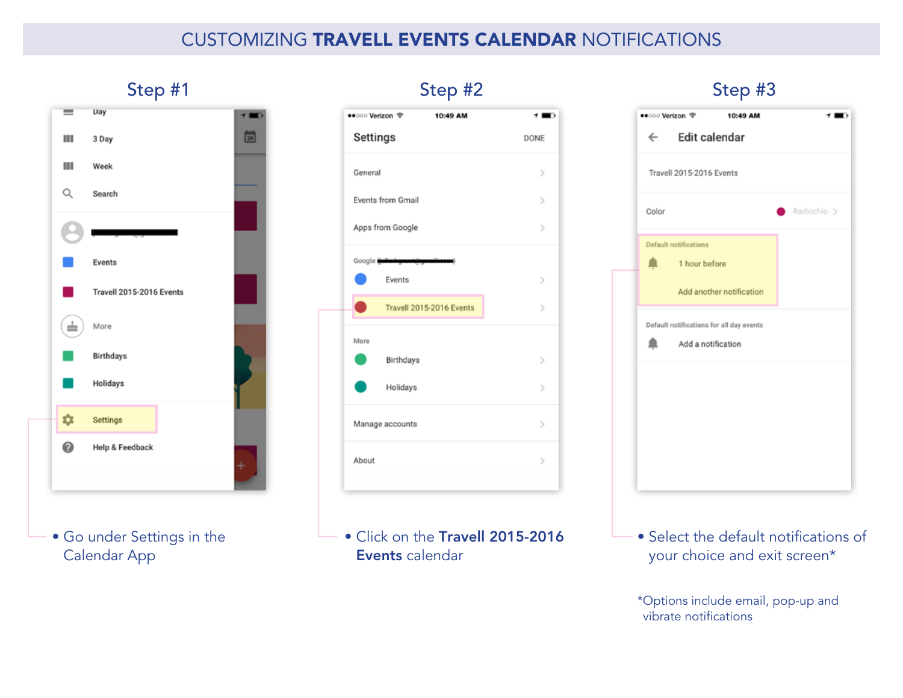# CUSTOMIZING **TRAVELL EVENTS CALENDAR** NOTIFICATIONS

## Step #1

- Go under Settings in the Calendar App

## Step #2

- Click on the **Travell 2015-2016 Events** calendar

## Step #3

- Select the default notifications of your choice and exit screen*

*Options include email, pop-up and vibrate notifications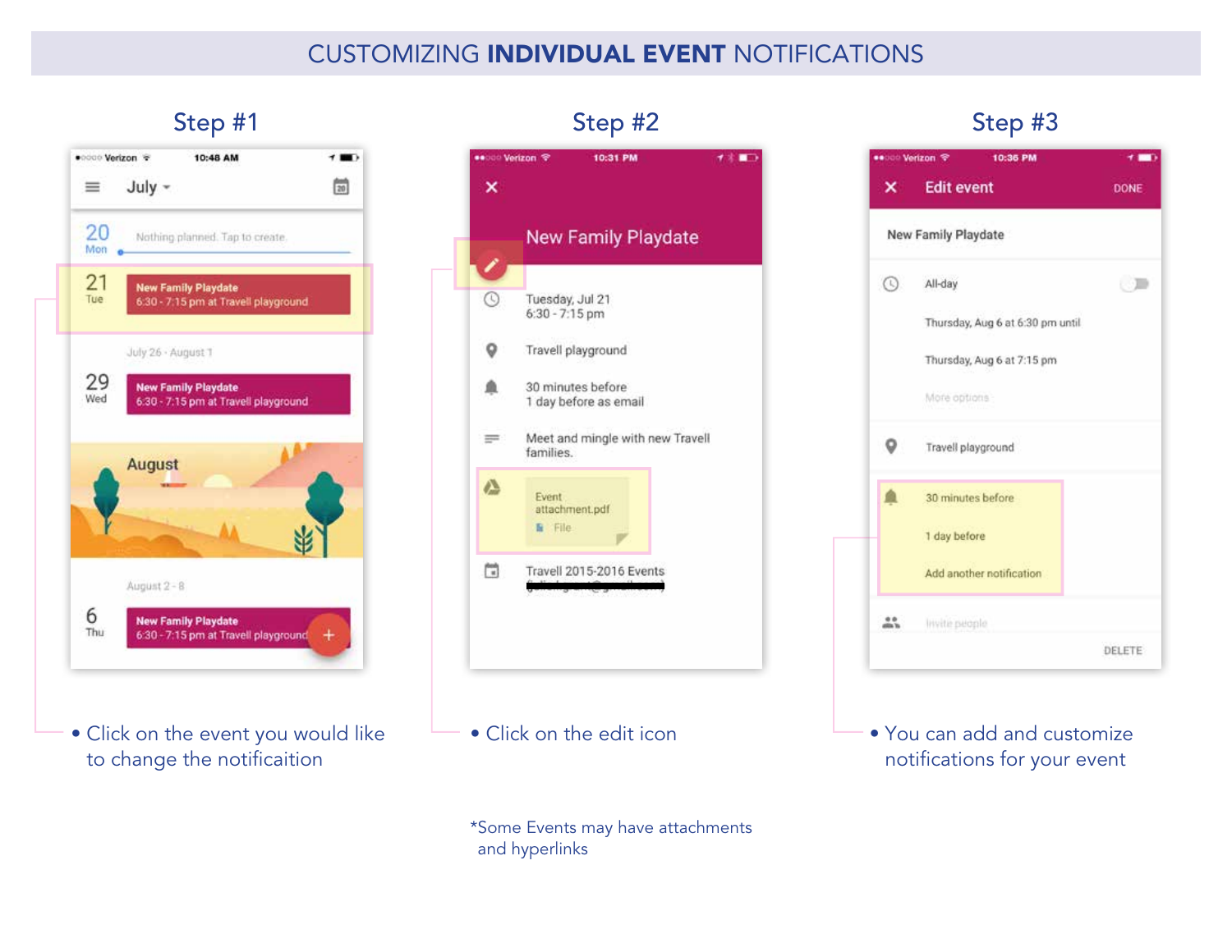# CUSTOMIZING **INDIVIDUAL EVENT** NOTIFICATIONS

## Step #1

- Click on the event you would like to change the notificaition

## Step #2

- Click on the edit icon

*Some Events may have attachments and hyperlinks

## Step #3

- You can add and customize notifications for your event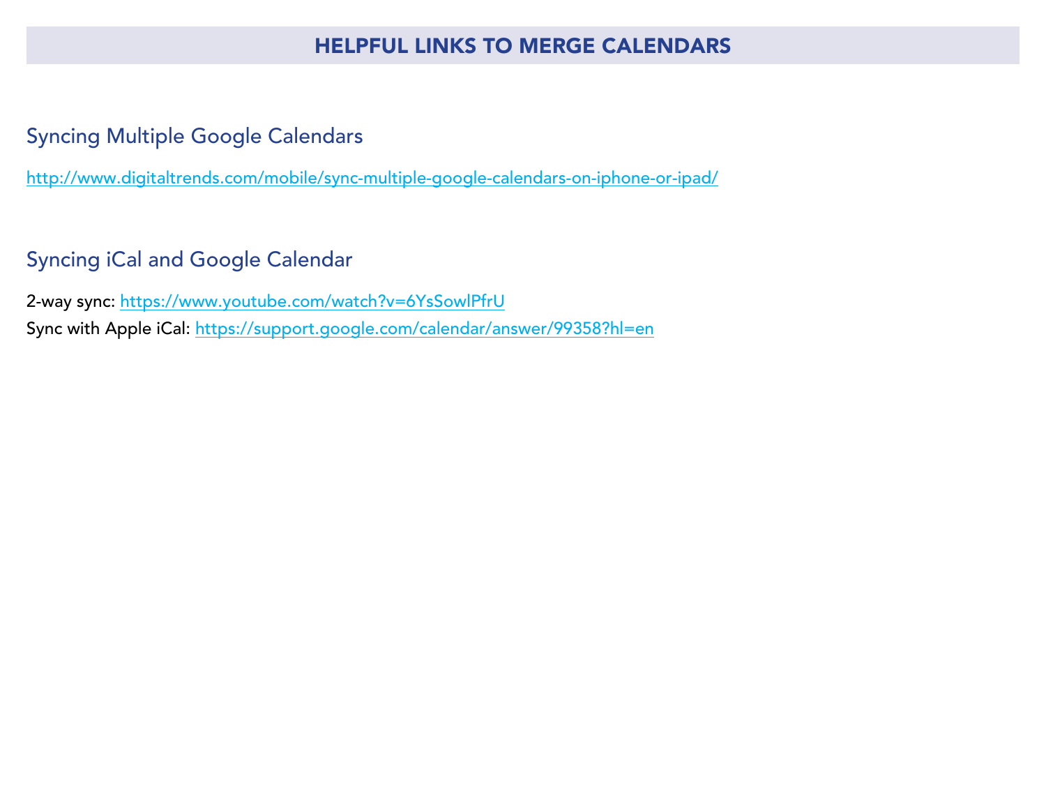# HELPFUL LINKS TO MERGE CALENDARS

## Syncing Multiple Google Calendars

http://www.digitaltrends.com/mobile/sync-multiple-google-calendars-on-iphone-or-ipad/

## Syncing iCal and Google Calendar

2-way sync: https://www.youtube.com/watch?v=6YsSowlPfrU

Sync with Apple iCal: https://support.google.com/calendar/answer/99358?hl=en